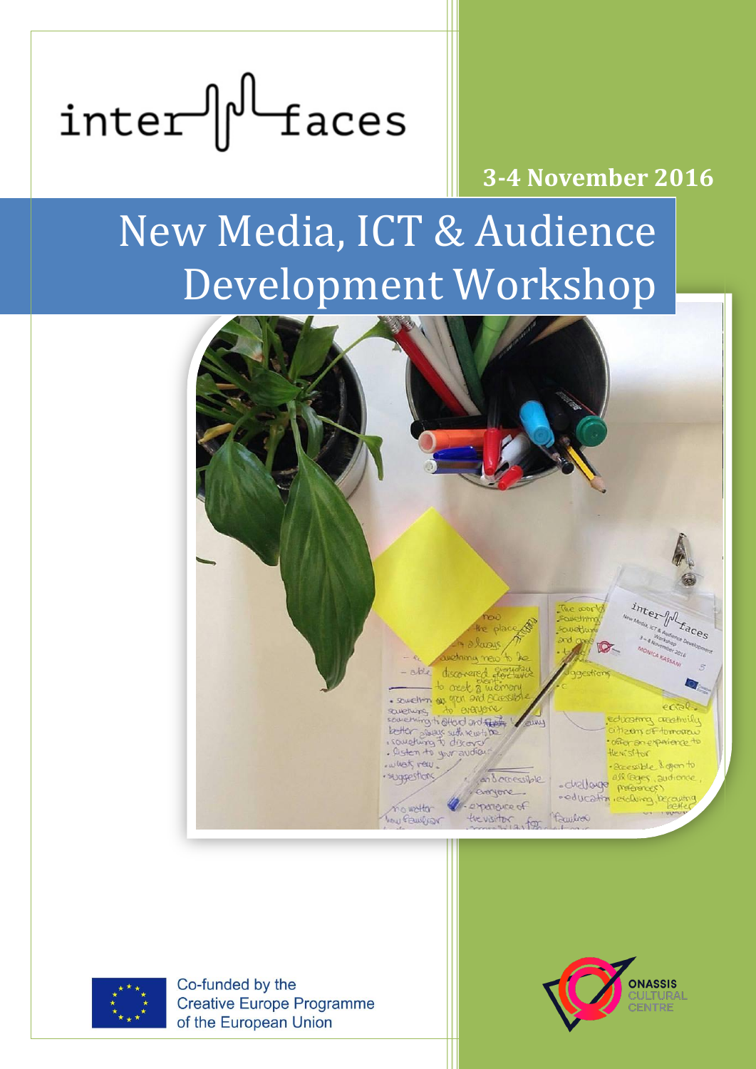inter faces

**3-4 November 2016**

# New Media, ICT & Audience Development Workshop

Co-funded by the Creative Europe Programme of the European Union

ONASSIS CULTURAL CENTRE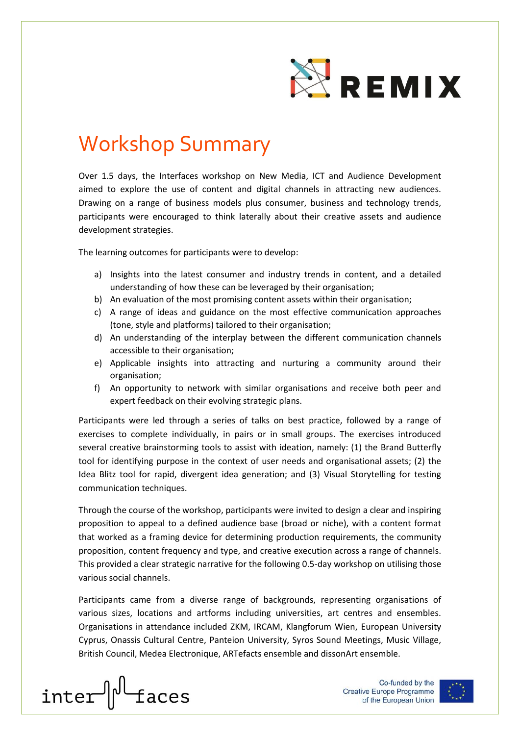# Workshop Summary

Over 1.5 days, the Interfaces workshop on New Media, ICT and Audience Development aimed to explore the use of content and digital channels in attracting new audiences. Drawing on a range of business models plus consumer, business and technology trends, participants were encouraged to think laterally about their creative assets and audience development strategies.

The learning outcomes for participants were to develop:

a) Insights into the latest consumer and industry trends in content, and a detailed understanding of how these can be leveraged by their organisation;
b) An evaluation of the most promising content assets within their organisation;
c) A range of ideas and guidance on the most effective communication approaches (tone, style and platforms) tailored to their organisation;
d) An understanding of the interplay between the different communication channels accessible to their organisation;
e) Applicable insights into attracting and nurturing a community around their organisation;
f) An opportunity to network with similar organisations and receive both peer and expert feedback on their evolving strategic plans.

Participants were led through a series of talks on best practice, followed by a range of exercises to complete individually, in pairs or in small groups. The exercises introduced several creative brainstorming tools to assist with ideation, namely: (1) the Brand Butterfly tool for identifying purpose in the context of user needs and organisational assets; (2) the Idea Blitz tool for rapid, divergent idea generation; and (3) Visual Storytelling for testing communication techniques.

Through the course of the workshop, participants were invited to design a clear and inspiring proposition to appeal to a defined audience base (broad or niche), with a content format that worked as a framing device for determining production requirements, the community proposition, content frequency and type, and creative execution across a range of channels. This provided a clear strategic narrative for the following 0.5-day workshop on utilising those various social channels.

Participants came from a diverse range of backgrounds, representing organisations of various sizes, locations and artforms including universities, art centres and ensembles. Organisations in attendance included ZKM, IRCAM, Klangforum Wien, European University Cyprus, Onassis Cultural Centre, Panteion University, Syros Sound Meetings, Music Village, British Council, Medea Electronique, ARTefacts ensemble and dissonArt ensemble.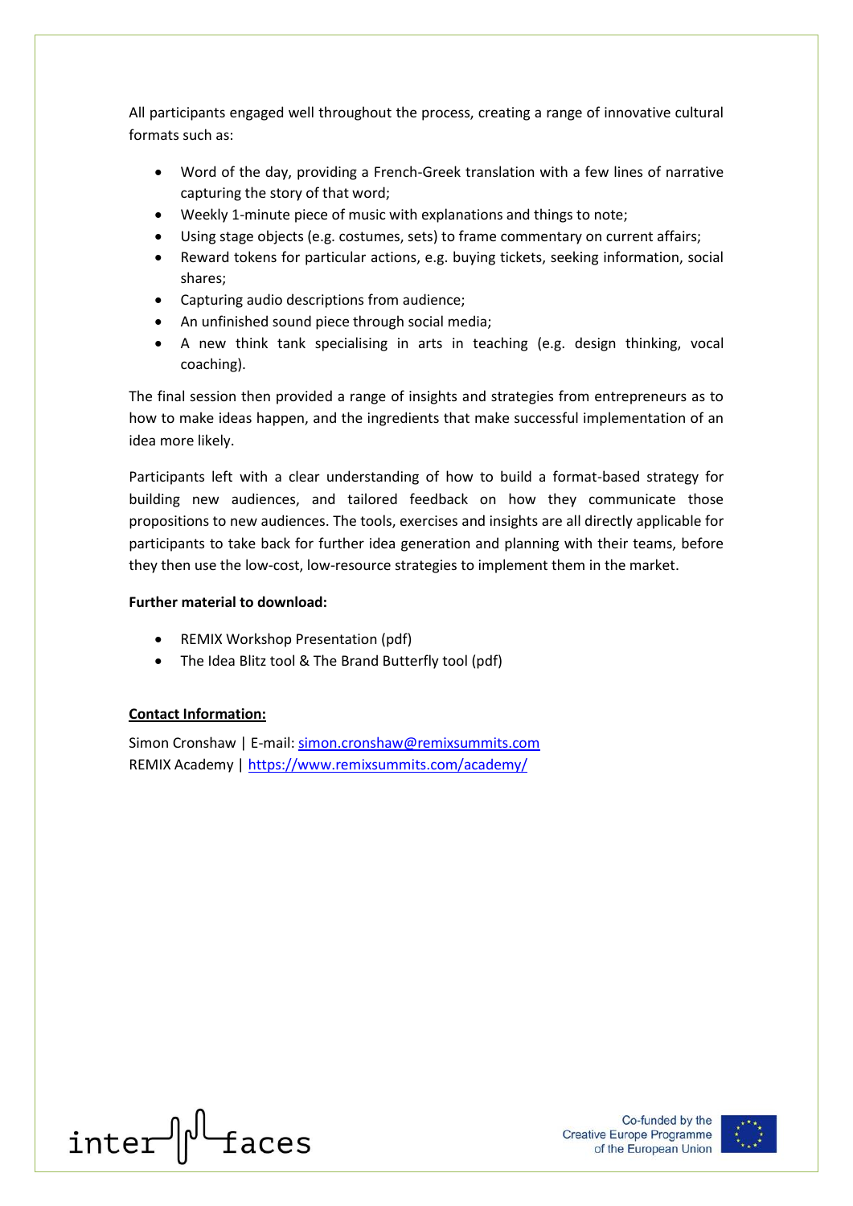All participants engaged well throughout the process, creating a range of innovative cultural formats such as:

- Word of the day, providing a French-Greek translation with a few lines of narrative capturing the story of that word;
- Weekly 1-minute piece of music with explanations and things to note;
- Using stage objects (e.g. costumes, sets) to frame commentary on current affairs;
- Reward tokens for particular actions, e.g. buying tickets, seeking information, social shares;
- Capturing audio descriptions from audience;
- An unfinished sound piece through social media;
- A new think tank specialising in arts in teaching (e.g. design thinking, vocal coaching).

The final session then provided a range of insights and strategies from entrepreneurs as to how to make ideas happen, and the ingredients that make successful implementation of an idea more likely.

Participants left with a clear understanding of how to build a format-based strategy for building new audiences, and tailored feedback on how they communicate those propositions to new audiences. The tools, exercises and insights are all directly applicable for participants to take back for further idea generation and planning with their teams, before they then use the low-cost, low-resource strategies to implement them in the market.

**Further material to download:**

- REMIX Workshop Presentation (pdf)
- The Idea Blitz tool & The Brand Butterfly tool (pdf)

**Contact Information:**

Simon Cronshaw | E-mail: simon.cronshaw@remixsummits.com
REMIX Academy | https://www.remixsummits.com/academy/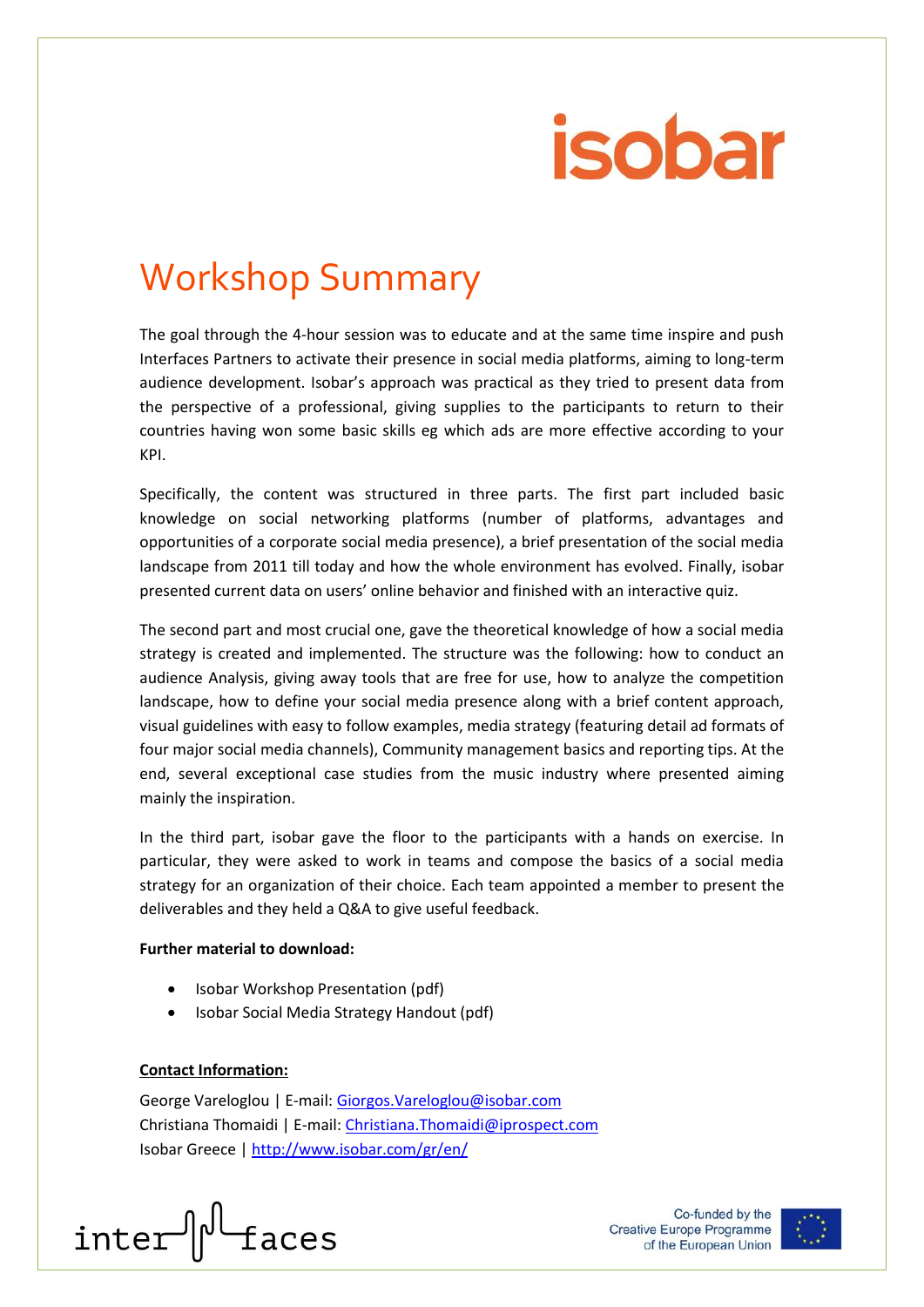isobar

# Workshop Summary

The goal through the 4-hour session was to educate and at the same time inspire and push Interfaces Partners to activate their presence in social media platforms, aiming to long-term audience development. Isobar's approach was practical as they tried to present data from the perspective of a professional, giving supplies to the participants to return to their countries having won some basic skills eg which ads are more effective according to your KPI.

Specifically, the content was structured in three parts. The first part included basic knowledge on social networking platforms (number of platforms, advantages and opportunities of a corporate social media presence), a brief presentation of the social media landscape from 2011 till today and how the whole environment has evolved. Finally, isobar presented current data on users' online behavior and finished with an interactive quiz.

The second part and most crucial one, gave the theoretical knowledge of how a social media strategy is created and implemented. The structure was the following: how to conduct an audience Analysis, giving away tools that are free for use, how to analyze the competition landscape, how to define your social media presence along with a brief content approach, visual guidelines with easy to follow examples, media strategy (featuring detail ad formats of four major social media channels), Community management basics and reporting tips. At the end, several exceptional case studies from the music industry where presented aiming mainly the inspiration.

In the third part, isobar gave the floor to the participants with a hands on exercise. In particular, they were asked to work in teams and compose the basics of a social media strategy for an organization of their choice. Each team appointed a member to present the deliverables and they held a Q&A to give useful feedback.

**Further material to download:**

- Isobar Workshop Presentation (pdf)
- Isobar Social Media Strategy Handout (pdf)

**Contact Information:**

George Vareloglou | E-mail: Giorgos.Vareloglou@isobar.com
Christiana Thomaidi | E-mail: Christiana.Thomaidi@iprospect.com
Isobar Greece | http://www.isobar.com/gr/en/

interfaces

Co-funded by the Creative Europe Programme of the European Union